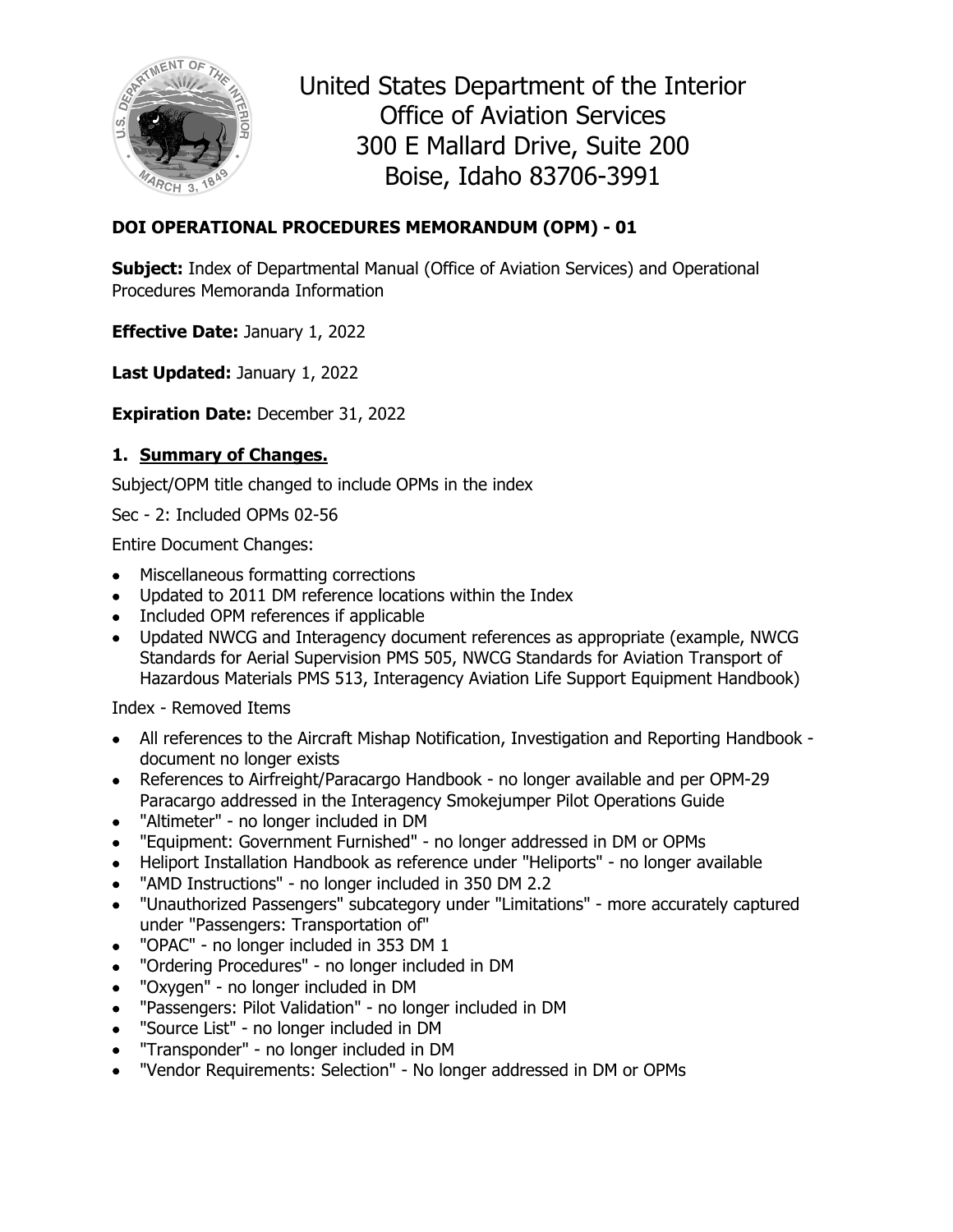United States Department of the Interior
Office of Aviation Services
300 E Mallard Drive, Suite 200
Boise, Idaho 83706-3991

**DOI OPERATIONAL PROCEDURES MEMORANDUM (OPM) - 01**

**Subject:** Index of Departmental Manual (Office of Aviation Services) and Operational Procedures Memoranda Information

**Effective Date:** January 1, 2022

**Last Updated:** January 1, 2022

**Expiration Date:** December 31, 2022

## 1. Summary of Changes.

Subject/OPM title changed to include OPMs in the index

Sec - 2: Included OPMs 02-56

Entire Document Changes:

- Miscellaneous formatting corrections
- Updated to 2011 DM reference locations within the Index
- Included OPM references if applicable
- Updated NWCG and Interagency document references as appropriate (example, NWCG Standards for Aerial Supervision PMS 505, NWCG Standards for Aviation Transport of Hazardous Materials PMS 513, Interagency Aviation Life Support Equipment Handbook)

Index - Removed Items

- All references to the Aircraft Mishap Notification, Investigation and Reporting Handbook - document no longer exists
- References to Airfreight/Paracargo Handbook - no longer available and per OPM-29 Paracargo addressed in the Interagency Smokejumper Pilot Operations Guide
- "Altimeter" - no longer included in DM
- "Equipment: Government Furnished" - no longer addressed in DM or OPMs
- Heliport Installation Handbook as reference under "Heliports" - no longer available
- "AMD Instructions" - no longer included in 350 DM 2.2
- "Unauthorized Passengers" subcategory under "Limitations" - more accurately captured under "Passengers: Transportation of"
- "OPAC" - no longer included in 353 DM 1
- "Ordering Procedures" - no longer included in DM
- "Oxygen" - no longer included in DM
- "Passengers: Pilot Validation" - no longer included in DM
- "Source List" - no longer included in DM
- "Transponder" - no longer included in DM
- "Vendor Requirements: Selection" - No longer addressed in DM or OPMs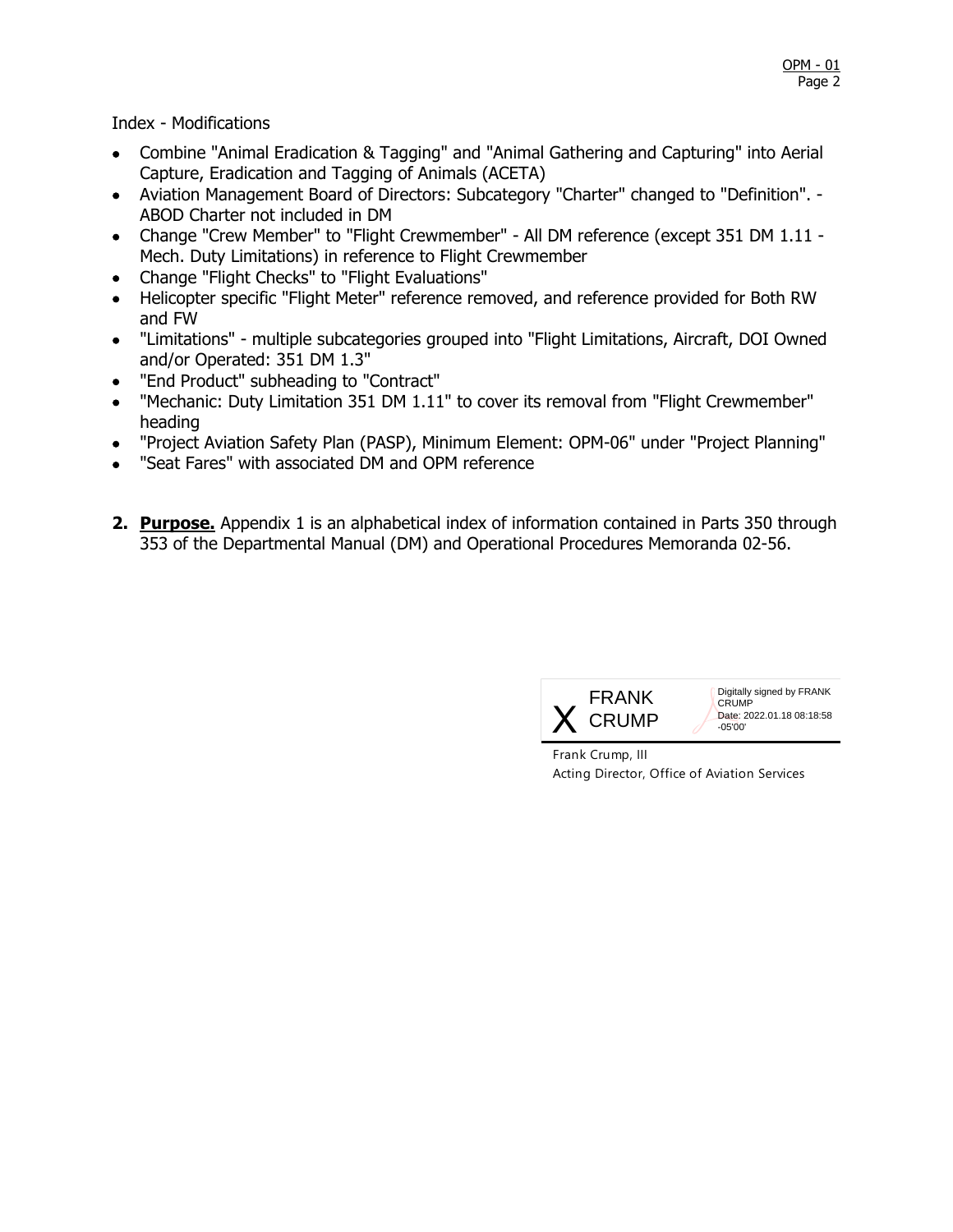Index - Modifications

- Combine "Animal Eradication & Tagging" and "Animal Gathering and Capturing" into Aerial Capture, Eradication and Tagging of Animals (ACETA)
- Aviation Management Board of Directors: Subcategory "Charter" changed to "Definition". - ABOD Charter not included in DM
- Change "Crew Member" to "Flight Crewmember" - All DM reference (except 351 DM 1.11 - Mech. Duty Limitations) in reference to Flight Crewmember
- Change "Flight Checks" to "Flight Evaluations"
- Helicopter specific "Flight Meter" reference removed, and reference provided for Both RW and FW
- "Limitations" - multiple subcategories grouped into "Flight Limitations, Aircraft, DOI Owned and/or Operated: 351 DM 1.3"
- "End Product" subheading to "Contract"
- "Mechanic: Duty Limitation 351 DM 1.11" to cover its removal from "Flight Crewmember" heading
- "Project Aviation Safety Plan (PASP), Minimum Element: OPM-06" under "Project Planning"
- "Seat Fares" with associated DM and OPM reference

**2. Purpose.** Appendix 1 is an alphabetical index of information contained in Parts 350 through 353 of the Departmental Manual (DM) and Operational Procedures Memoranda 02-56.

X FRANK CRUMP

Digitally signed by FRANK CRUMP
Date: 2022.01.18 08:18:58 -05'00'

Frank Crump, III
Acting Director, Office of Aviation Services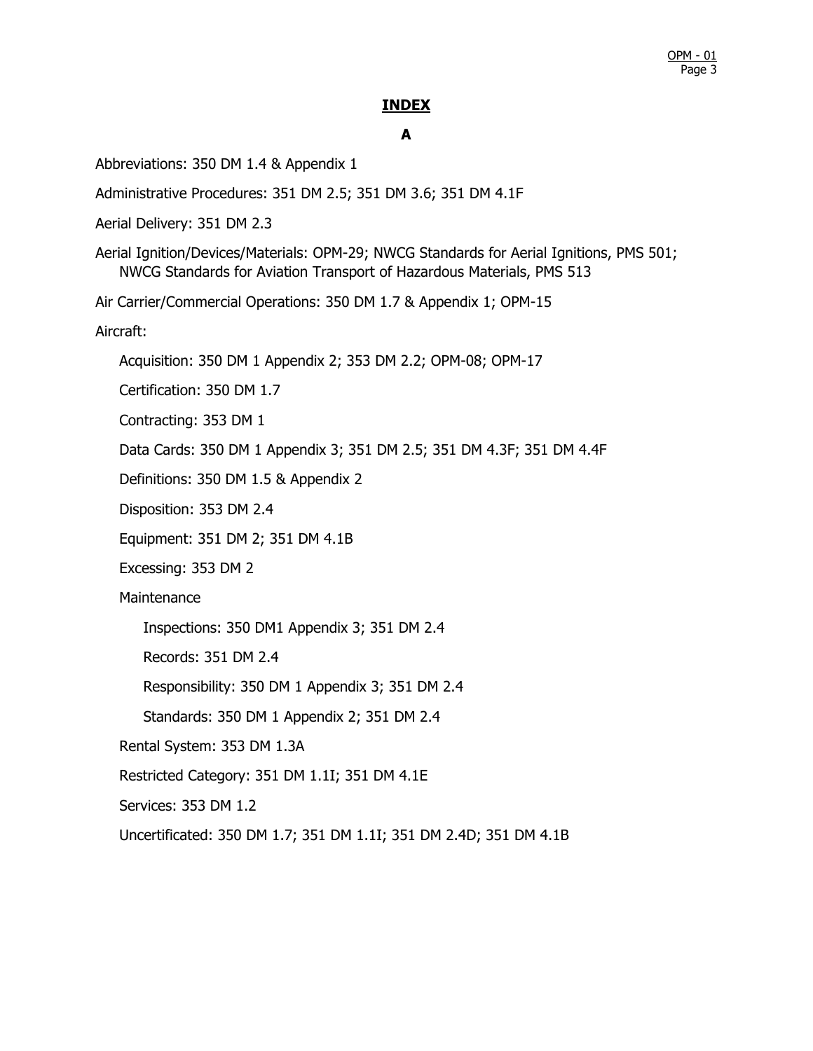# INDEX

## A

Abbreviations: 350 DM 1.4 & Appendix 1

Administrative Procedures: 351 DM 2.5; 351 DM 3.6; 351 DM 4.1F

Aerial Delivery: 351 DM 2.3

Aerial Ignition/Devices/Materials: OPM-29; NWCG Standards for Aerial Ignitions, PMS 501; NWCG Standards for Aviation Transport of Hazardous Materials, PMS 513

Air Carrier/Commercial Operations: 350 DM 1.7 & Appendix 1; OPM-15

Aircraft:

- Acquisition: 350 DM 1 Appendix 2; 353 DM 2.2; OPM-08; OPM-17
- Certification: 350 DM 1.7
- Contracting: 353 DM 1
- Data Cards: 350 DM 1 Appendix 3; 351 DM 2.5; 351 DM 4.3F; 351 DM 4.4F
- Definitions: 350 DM 1.5 & Appendix 2
- Disposition: 353 DM 2.4
- Equipment: 351 DM 2; 351 DM 4.1B
- Excessing: 353 DM 2
- Maintenance
  - Inspections: 350 DM1 Appendix 3; 351 DM 2.4
  - Records: 351 DM 2.4
  - Responsibility: 350 DM 1 Appendix 3; 351 DM 2.4
  - Standards: 350 DM 1 Appendix 2; 351 DM 2.4
- Rental System: 353 DM 1.3A
- Restricted Category: 351 DM 1.1I; 351 DM 4.1E
- Services: 353 DM 1.2
- Uncertificated: 350 DM 1.7; 351 DM 1.1I; 351 DM 2.4D; 351 DM 4.1B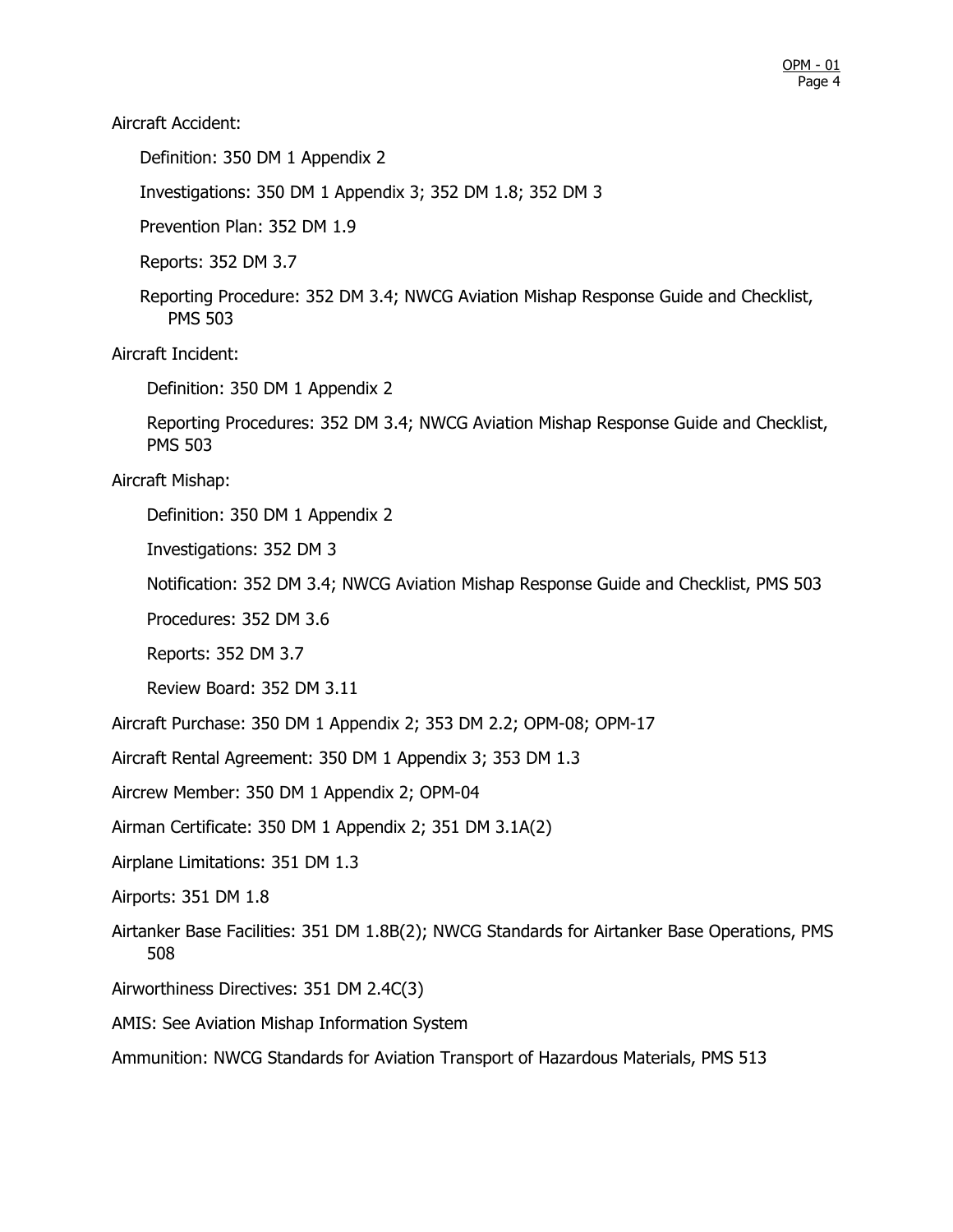Aircraft Accident:

- Definition: 350 DM 1 Appendix 2
- Investigations: 350 DM 1 Appendix 3; 352 DM 1.8; 352 DM 3
- Prevention Plan: 352 DM 1.9
- Reports: 352 DM 3.7
- Reporting Procedure: 352 DM 3.4; NWCG Aviation Mishap Response Guide and Checklist, PMS 503

Aircraft Incident:

- Definition: 350 DM 1 Appendix 2
- Reporting Procedures: 352 DM 3.4; NWCG Aviation Mishap Response Guide and Checklist, PMS 503

Aircraft Mishap:

- Definition: 350 DM 1 Appendix 2
- Investigations: 352 DM 3
- Notification: 352 DM 3.4; NWCG Aviation Mishap Response Guide and Checklist, PMS 503
- Procedures: 352 DM 3.6
- Reports: 352 DM 3.7
- Review Board: 352 DM 3.11

Aircraft Purchase: 350 DM 1 Appendix 2; 353 DM 2.2; OPM-08; OPM-17

Aircraft Rental Agreement: 350 DM 1 Appendix 3; 353 DM 1.3

Aircrew Member: 350 DM 1 Appendix 2; OPM-04

Airman Certificate: 350 DM 1 Appendix 2; 351 DM 3.1A(2)

Airplane Limitations: 351 DM 1.3

Airports: 351 DM 1.8

Airtanker Base Facilities: 351 DM 1.8B(2); NWCG Standards for Airtanker Base Operations, PMS 508

Airworthiness Directives: 351 DM 2.4C(3)

AMIS: See Aviation Mishap Information System

Ammunition: NWCG Standards for Aviation Transport of Hazardous Materials, PMS 513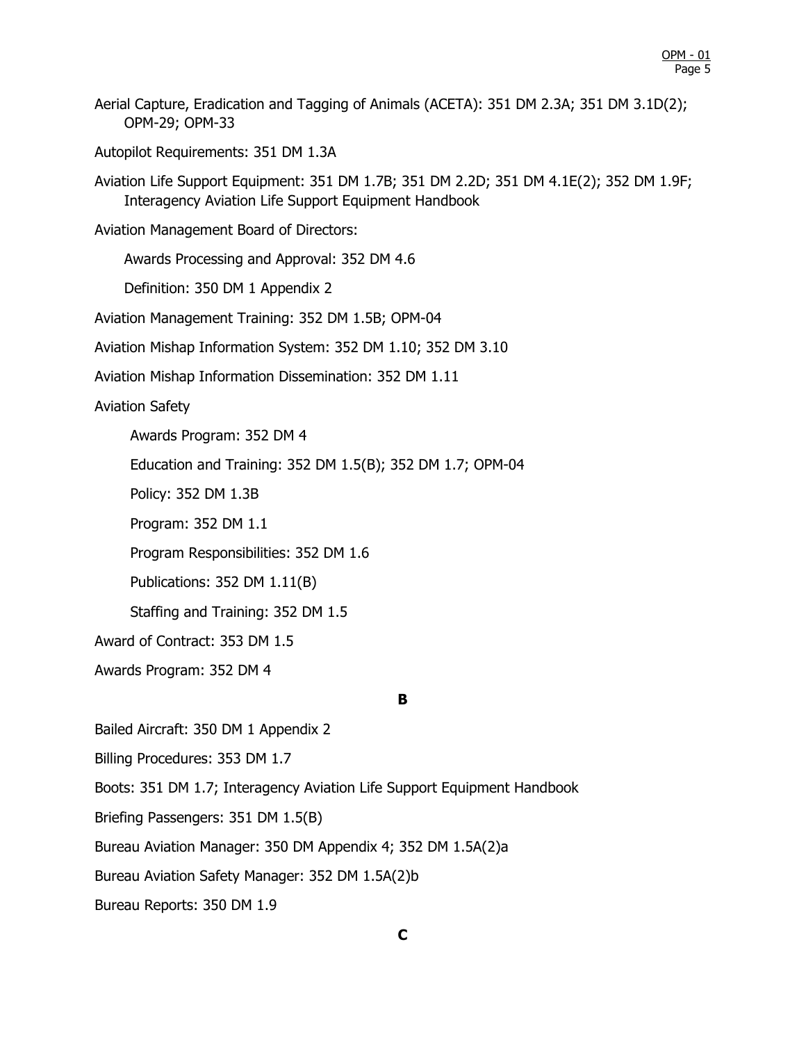Aerial Capture, Eradication and Tagging of Animals (ACETA): 351 DM 2.3A; 351 DM 3.1D(2); OPM-29; OPM-33

Autopilot Requirements: 351 DM 1.3A

Aviation Life Support Equipment: 351 DM 1.7B; 351 DM 2.2D; 351 DM 4.1E(2); 352 DM 1.9F; Interagency Aviation Life Support Equipment Handbook

Aviation Management Board of Directors:

  Awards Processing and Approval: 352 DM 4.6

  Definition: 350 DM 1 Appendix 2

Aviation Management Training: 352 DM 1.5B; OPM-04

Aviation Mishap Information System: 352 DM 1.10; 352 DM 3.10

Aviation Mishap Information Dissemination: 352 DM 1.11

Aviation Safety

  Awards Program: 352 DM 4

  Education and Training: 352 DM 1.5(B); 352 DM 1.7; OPM-04

  Policy: 352 DM 1.3B

  Program: 352 DM 1.1

  Program Responsibilities: 352 DM 1.6

  Publications: 352 DM 1.11(B)

  Staffing and Training: 352 DM 1.5

Award of Contract: 353 DM 1.5

Awards Program: 352 DM 4

**B**

Bailed Aircraft: 350 DM 1 Appendix 2

Billing Procedures: 353 DM 1.7

Boots: 351 DM 1.7; Interagency Aviation Life Support Equipment Handbook

Briefing Passengers: 351 DM 1.5(B)

Bureau Aviation Manager: 350 DM Appendix 4; 352 DM 1.5A(2)a

Bureau Aviation Safety Manager: 352 DM 1.5A(2)b

Bureau Reports: 350 DM 1.9

**C**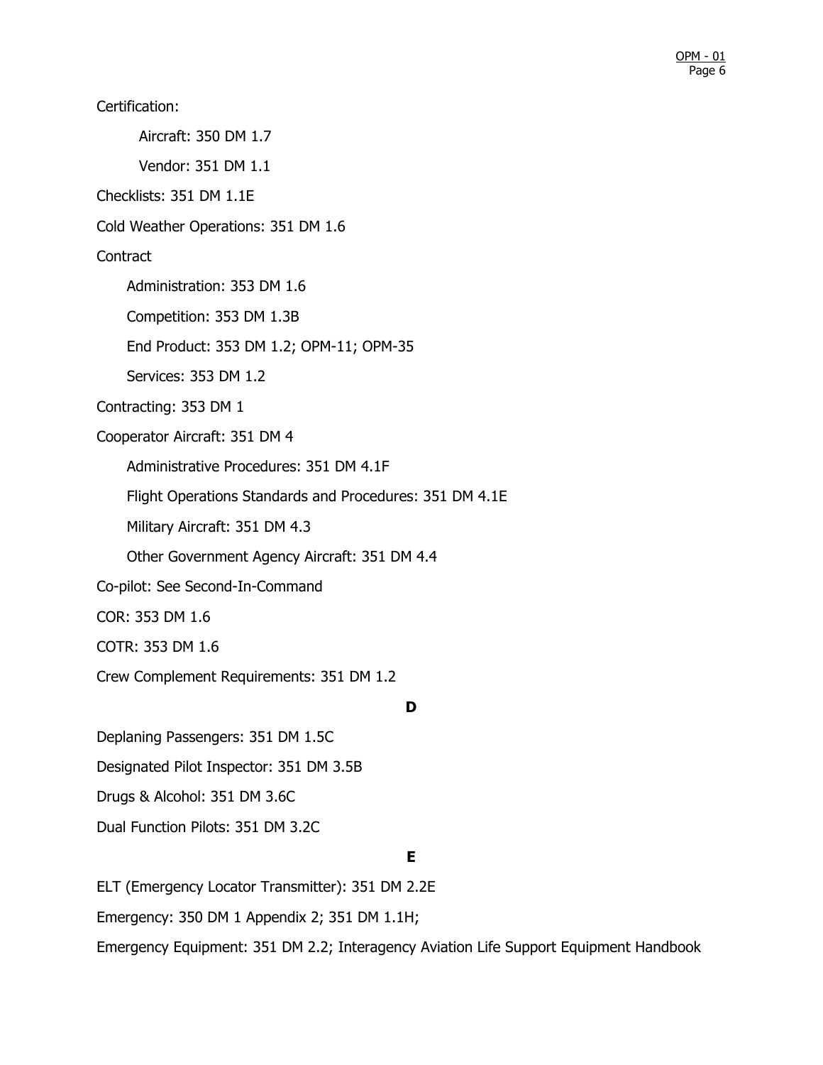Certification:

- Aircraft: 350 DM 1.7
- Vendor: 351 DM 1.1

Checklists: 351 DM 1.1E

Cold Weather Operations: 351 DM 1.6

Contract

- Administration: 353 DM 1.6
- Competition: 353 DM 1.3B
- End Product: 353 DM 1.2; OPM-11; OPM-35
- Services: 353 DM 1.2

Contracting: 353 DM 1

Cooperator Aircraft: 351 DM 4

- Administrative Procedures: 351 DM 4.1F
- Flight Operations Standards and Procedures: 351 DM 4.1E
- Military Aircraft: 351 DM 4.3
- Other Government Agency Aircraft: 351 DM 4.4

Co-pilot: See Second-In-Command

COR: 353 DM 1.6

COTR: 353 DM 1.6

Crew Complement Requirements: 351 DM 1.2

**D**

Deplaning Passengers: 351 DM 1.5C

Designated Pilot Inspector: 351 DM 3.5B

Drugs & Alcohol: 351 DM 3.6C

Dual Function Pilots: 351 DM 3.2C

**E**

ELT (Emergency Locator Transmitter): 351 DM 2.2E

Emergency: 350 DM 1 Appendix 2; 351 DM 1.1H;

Emergency Equipment: 351 DM 2.2; Interagency Aviation Life Support Equipment Handbook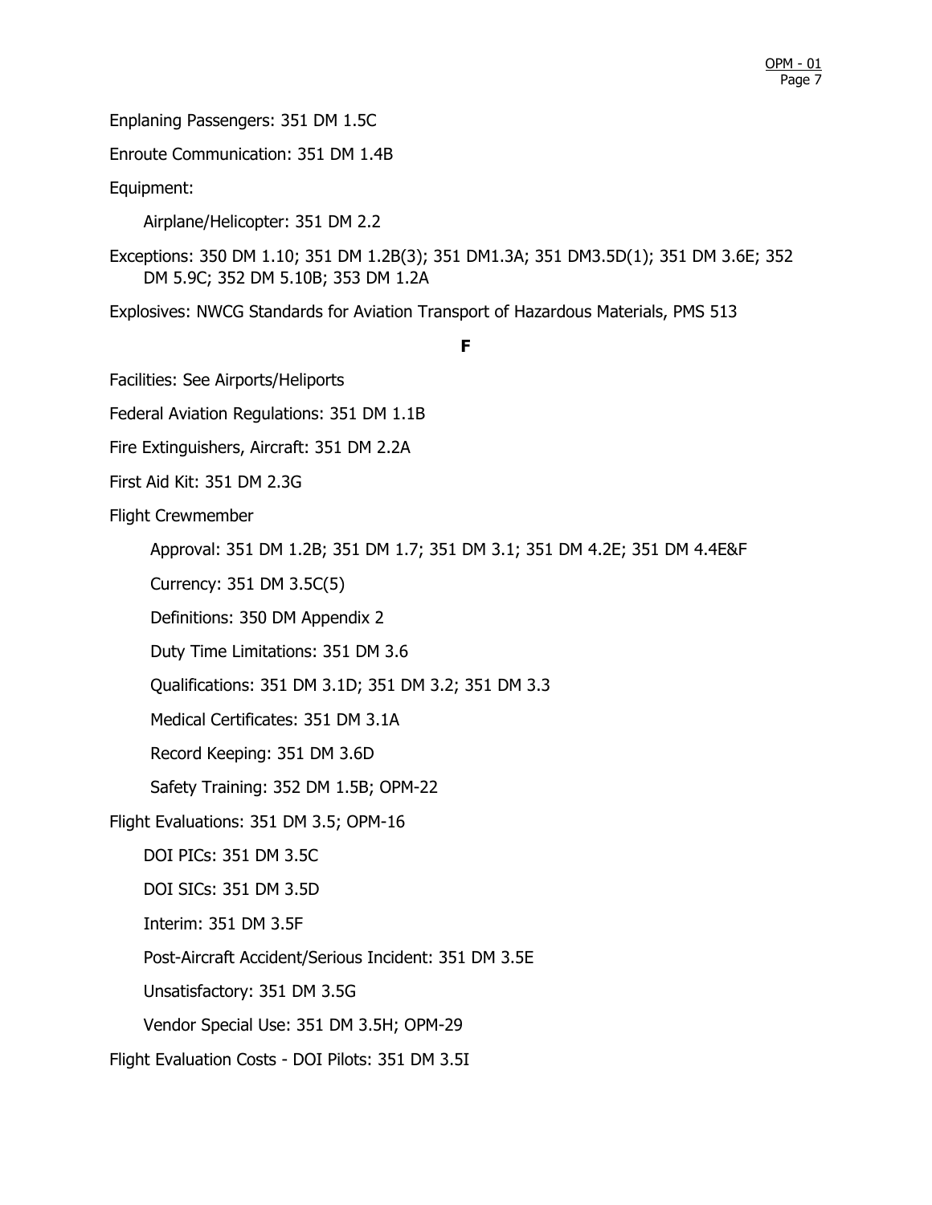Enplaning Passengers: 351 DM 1.5C

Enroute Communication: 351 DM 1.4B

Equipment:

- Airplane/Helicopter: 351 DM 2.2

Exceptions: 350 DM 1.10; 351 DM 1.2B(3); 351 DM1.3A; 351 DM3.5D(1); 351 DM 3.6E; 352 DM 5.9C; 352 DM 5.10B; 353 DM 1.2A

Explosives: NWCG Standards for Aviation Transport of Hazardous Materials, PMS 513

**F**

Facilities: See Airports/Heliports

Federal Aviation Regulations: 351 DM 1.1B

Fire Extinguishers, Aircraft: 351 DM 2.2A

First Aid Kit: 351 DM 2.3G

Flight Crewmember

- Approval: 351 DM 1.2B; 351 DM 1.7; 351 DM 3.1; 351 DM 4.2E; 351 DM 4.4E&F
- Currency: 351 DM 3.5C(5)
- Definitions: 350 DM Appendix 2
- Duty Time Limitations: 351 DM 3.6
- Qualifications: 351 DM 3.1D; 351 DM 3.2; 351 DM 3.3
- Medical Certificates: 351 DM 3.1A
- Record Keeping: 351 DM 3.6D
- Safety Training: 352 DM 1.5B; OPM-22

Flight Evaluations: 351 DM 3.5; OPM-16

- DOI PICs: 351 DM 3.5C
- DOI SICs: 351 DM 3.5D
- Interim: 351 DM 3.5F
- Post-Aircraft Accident/Serious Incident: 351 DM 3.5E
- Unsatisfactory: 351 DM 3.5G
- Vendor Special Use: 351 DM 3.5H; OPM-29

Flight Evaluation Costs - DOI Pilots: 351 DM 3.5I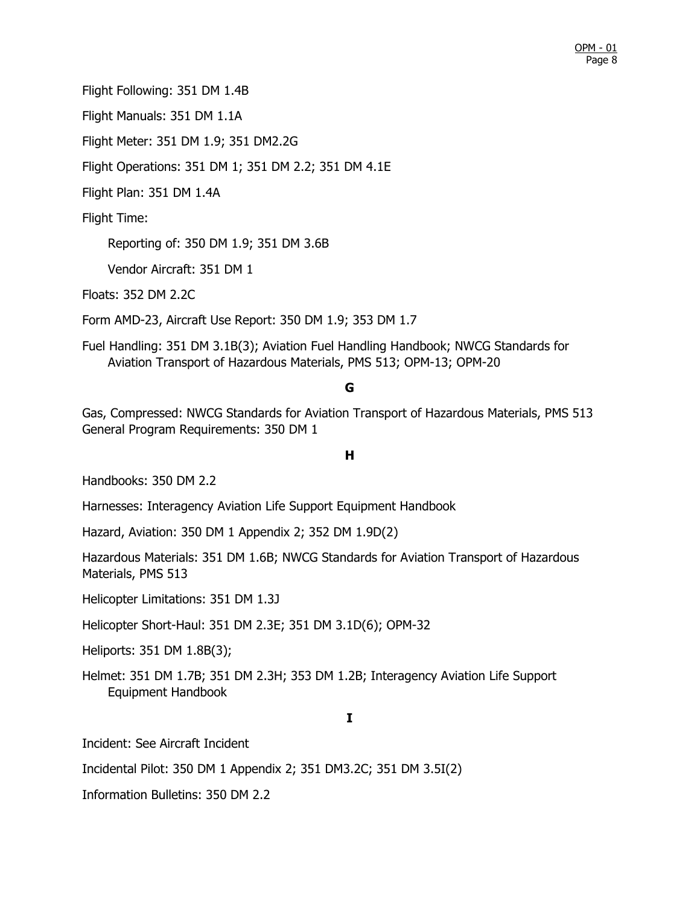Flight Following: 351 DM 1.4B

Flight Manuals: 351 DM 1.1A

Flight Meter: 351 DM 1.9; 351 DM2.2G

Flight Operations: 351 DM 1; 351 DM 2.2; 351 DM 4.1E

Flight Plan: 351 DM 1.4A

Flight Time:

  Reporting of: 350 DM 1.9; 351 DM 3.6B

  Vendor Aircraft: 351 DM 1

Floats: 352 DM 2.2C

Form AMD-23, Aircraft Use Report: 350 DM 1.9; 353 DM 1.7

Fuel Handling: 351 DM 3.1B(3); Aviation Fuel Handling Handbook; NWCG Standards for Aviation Transport of Hazardous Materials, PMS 513; OPM-13; OPM-20

**G**

Gas, Compressed: NWCG Standards for Aviation Transport of Hazardous Materials, PMS 513
General Program Requirements: 350 DM 1

**H**

Handbooks: 350 DM 2.2

Harnesses: Interagency Aviation Life Support Equipment Handbook

Hazard, Aviation: 350 DM 1 Appendix 2; 352 DM 1.9D(2)

Hazardous Materials: 351 DM 1.6B; NWCG Standards for Aviation Transport of Hazardous Materials, PMS 513

Helicopter Limitations: 351 DM 1.3J

Helicopter Short-Haul: 351 DM 2.3E; 351 DM 3.1D(6); OPM-32

Heliports: 351 DM 1.8B(3);

Helmet: 351 DM 1.7B; 351 DM 2.3H; 353 DM 1.2B; Interagency Aviation Life Support Equipment Handbook

**I**

Incident: See Aircraft Incident

Incidental Pilot: 350 DM 1 Appendix 2; 351 DM3.2C; 351 DM 3.5I(2)

Information Bulletins: 350 DM 2.2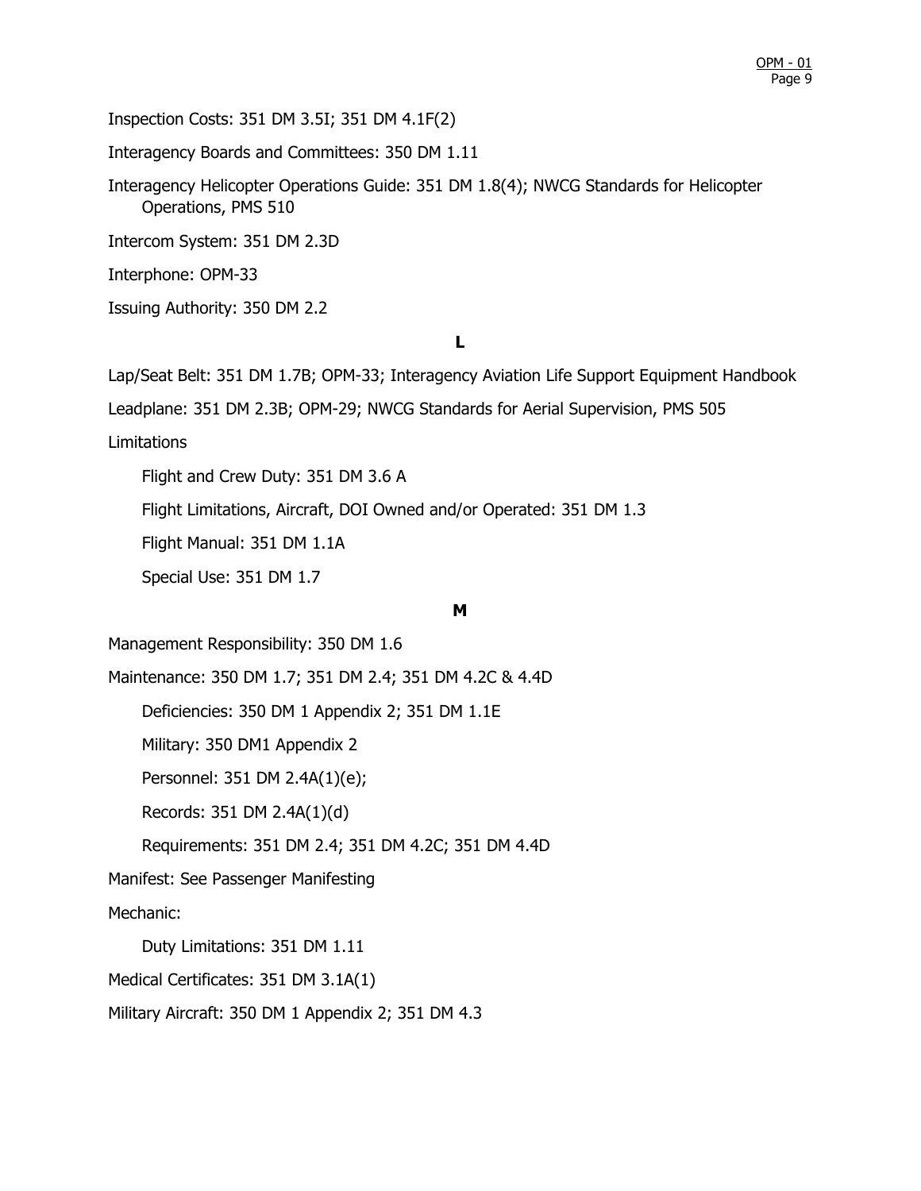Inspection Costs: 351 DM 3.5I; 351 DM 4.1F(2)

Interagency Boards and Committees: 350 DM 1.11

Interagency Helicopter Operations Guide: 351 DM 1.8(4); NWCG Standards for Helicopter Operations, PMS 510

Intercom System: 351 DM 2.3D

Interphone: OPM-33

Issuing Authority: 350 DM 2.2

**L**

Lap/Seat Belt: 351 DM 1.7B; OPM-33; Interagency Aviation Life Support Equipment Handbook

Leadplane: 351 DM 2.3B; OPM-29; NWCG Standards for Aerial Supervision, PMS 505

Limitations

  Flight and Crew Duty: 351 DM 3.6 A

  Flight Limitations, Aircraft, DOI Owned and/or Operated: 351 DM 1.3

  Flight Manual: 351 DM 1.1A

  Special Use: 351 DM 1.7

**M**

Management Responsibility: 350 DM 1.6

Maintenance: 350 DM 1.7; 351 DM 2.4; 351 DM 4.2C & 4.4D

  Deficiencies: 350 DM 1 Appendix 2; 351 DM 1.1E

  Military: 350 DM1 Appendix 2

  Personnel: 351 DM 2.4A(1)(e);

  Records: 351 DM 2.4A(1)(d)

  Requirements: 351 DM 2.4; 351 DM 4.2C; 351 DM 4.4D

Manifest: See Passenger Manifesting

Mechanic:

  Duty Limitations: 351 DM 1.11

Medical Certificates: 351 DM 3.1A(1)

Military Aircraft: 350 DM 1 Appendix 2; 351 DM 4.3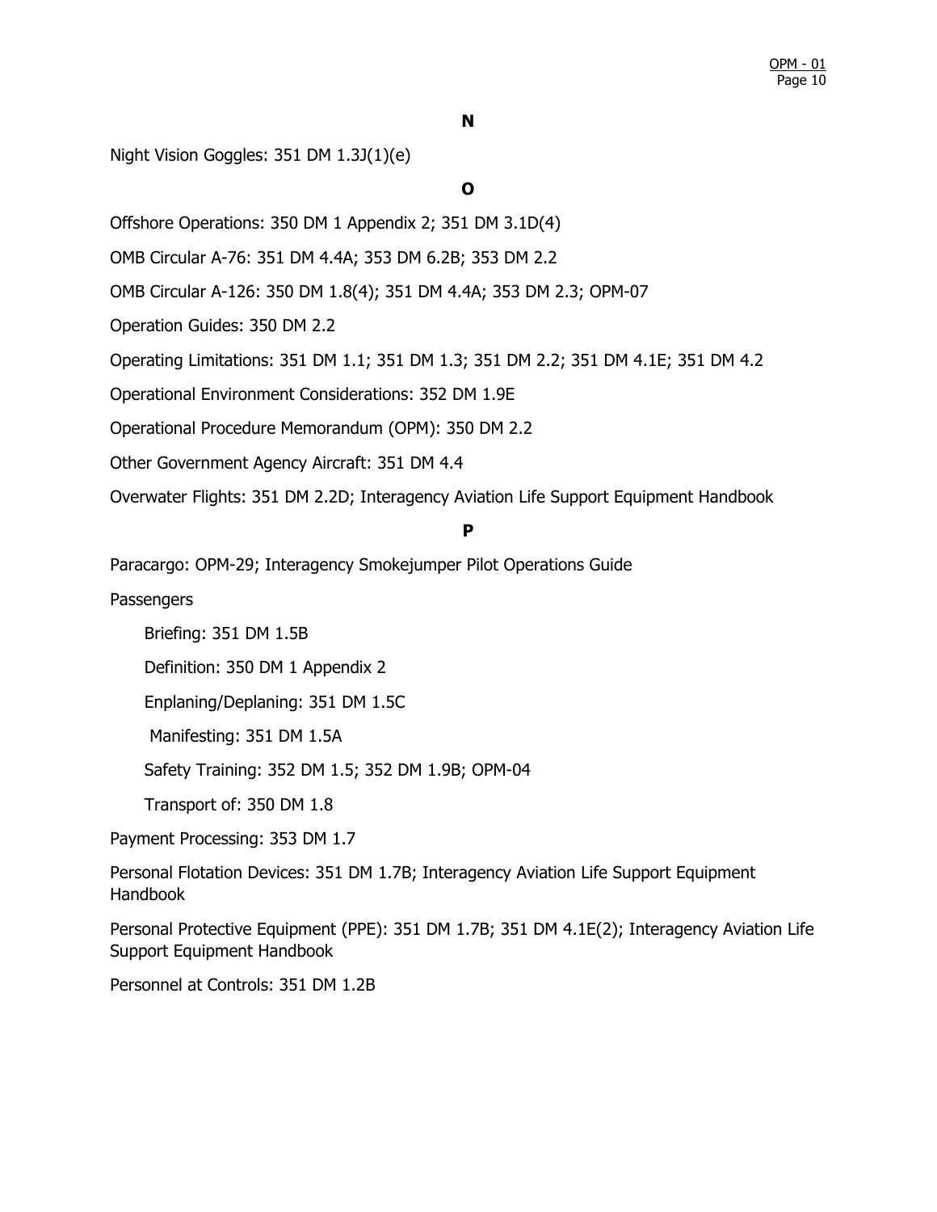## N

Night Vision Goggles: 351 DM 1.3J(1)(e)

## O

Offshore Operations: 350 DM 1 Appendix 2; 351 DM 3.1D(4)

OMB Circular A-76: 351 DM 4.4A; 353 DM 6.2B; 353 DM 2.2

OMB Circular A-126: 350 DM 1.8(4); 351 DM 4.4A; 353 DM 2.3; OPM-07

Operation Guides: 350 DM 2.2

Operating Limitations: 351 DM 1.1; 351 DM 1.3; 351 DM 2.2; 351 DM 4.1E; 351 DM 4.2

Operational Environment Considerations: 352 DM 1.9E

Operational Procedure Memorandum (OPM): 350 DM 2.2

Other Government Agency Aircraft: 351 DM 4.4

Overwater Flights: 351 DM 2.2D; Interagency Aviation Life Support Equipment Handbook

## P

Paracargo: OPM-29; Interagency Smokejumper Pilot Operations Guide

Passengers

- Briefing: 351 DM 1.5B
- Definition: 350 DM 1 Appendix 2
- Enplaning/Deplaning: 351 DM 1.5C
- Manifesting: 351 DM 1.5A
- Safety Training: 352 DM 1.5; 352 DM 1.9B; OPM-04
- Transport of: 350 DM 1.8

Payment Processing: 353 DM 1.7

Personal Flotation Devices: 351 DM 1.7B; Interagency Aviation Life Support Equipment Handbook

Personal Protective Equipment (PPE): 351 DM 1.7B; 351 DM 4.1E(2); Interagency Aviation Life Support Equipment Handbook

Personnel at Controls: 351 DM 1.2B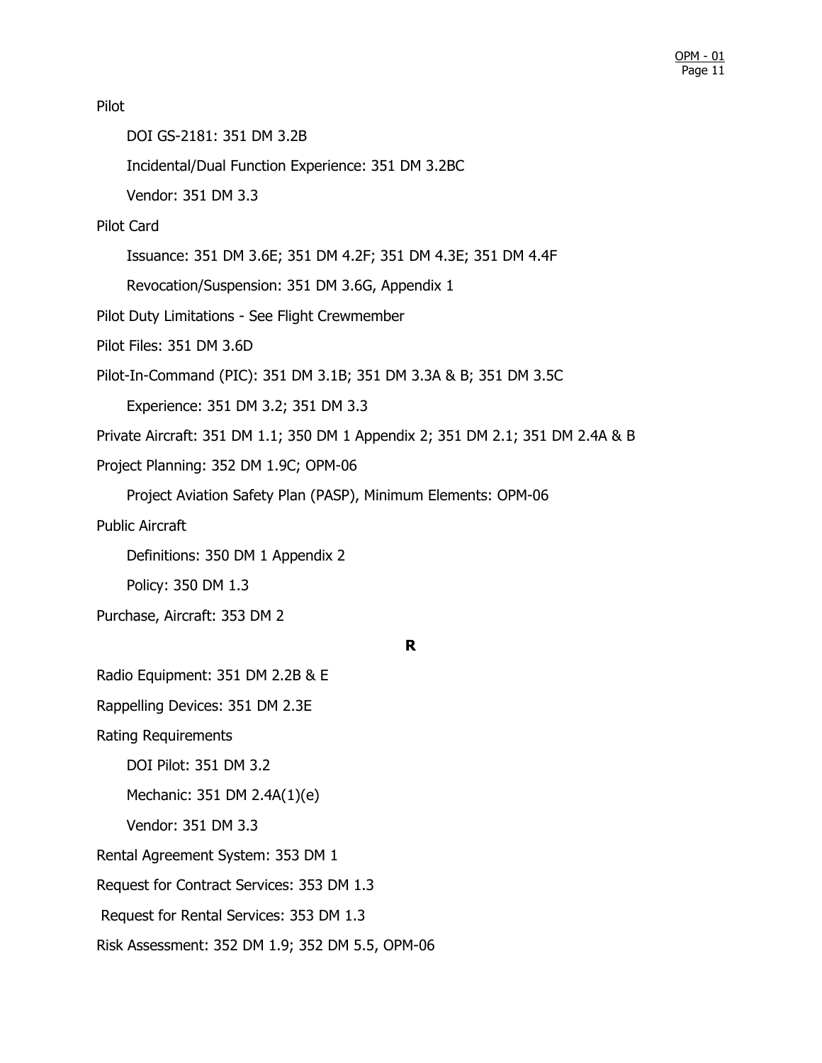Pilot

- DOI GS-2181: 351 DM 3.2B
- Incidental/Dual Function Experience: 351 DM 3.2BC
- Vendor: 351 DM 3.3

Pilot Card

- Issuance: 351 DM 3.6E; 351 DM 4.2F; 351 DM 4.3E; 351 DM 4.4F
- Revocation/Suspension: 351 DM 3.6G, Appendix 1

Pilot Duty Limitations - See Flight Crewmember

Pilot Files: 351 DM 3.6D

Pilot-In-Command (PIC): 351 DM 3.1B; 351 DM 3.3A & B; 351 DM 3.5C

- Experience: 351 DM 3.2; 351 DM 3.3

Private Aircraft: 351 DM 1.1; 350 DM 1 Appendix 2; 351 DM 2.1; 351 DM 2.4A & B

Project Planning: 352 DM 1.9C; OPM-06

- Project Aviation Safety Plan (PASP), Minimum Elements: OPM-06

Public Aircraft

- Definitions: 350 DM 1 Appendix 2
- Policy: 350 DM 1.3

Purchase, Aircraft: 353 DM 2

**R**

Radio Equipment: 351 DM 2.2B & E

Rappelling Devices: 351 DM 2.3E

Rating Requirements

- DOI Pilot: 351 DM 3.2
- Mechanic: 351 DM 2.4A(1)(e)
- Vendor: 351 DM 3.3

Rental Agreement System: 353 DM 1

Request for Contract Services: 353 DM 1.3

Request for Rental Services: 353 DM 1.3

Risk Assessment: 352 DM 1.9; 352 DM 5.5, OPM-06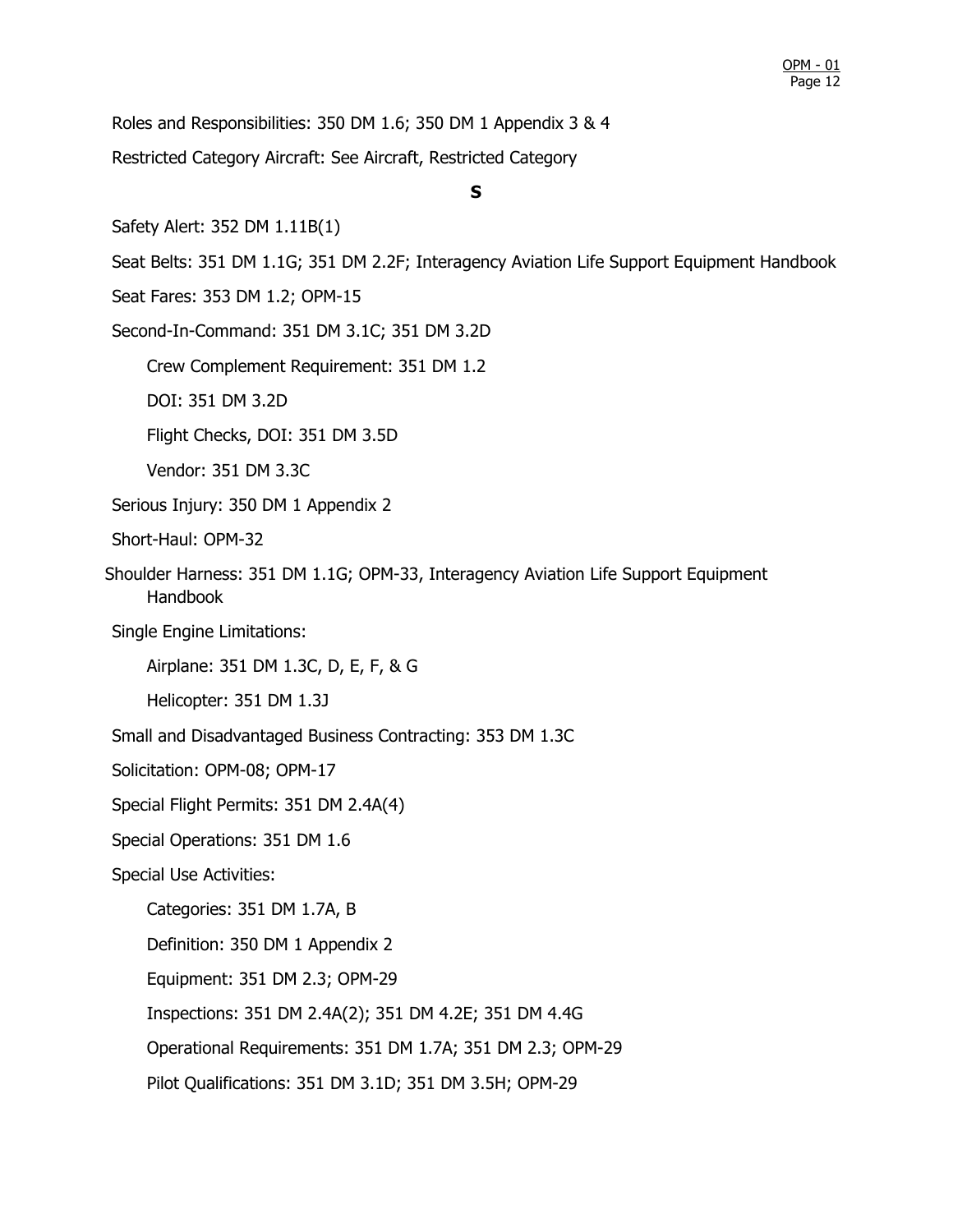Roles and Responsibilities: 350 DM 1.6; 350 DM 1 Appendix 3 & 4

Restricted Category Aircraft: See Aircraft, Restricted Category

**S**

Safety Alert: 352 DM 1.11B(1)

Seat Belts: 351 DM 1.1G; 351 DM 2.2F; Interagency Aviation Life Support Equipment Handbook

Seat Fares: 353 DM 1.2; OPM-15

Second-In-Command: 351 DM 3.1C; 351 DM 3.2D

- Crew Complement Requirement: 351 DM 1.2
- DOI: 351 DM 3.2D
- Flight Checks, DOI: 351 DM 3.5D
- Vendor: 351 DM 3.3C

Serious Injury: 350 DM 1 Appendix 2

Short-Haul: OPM-32

Shoulder Harness: 351 DM 1.1G; OPM-33, Interagency Aviation Life Support Equipment Handbook

Single Engine Limitations:

- Airplane: 351 DM 1.3C, D, E, F, & G
- Helicopter: 351 DM 1.3J

Small and Disadvantaged Business Contracting: 353 DM 1.3C

Solicitation: OPM-08; OPM-17

Special Flight Permits: 351 DM 2.4A(4)

Special Operations: 351 DM 1.6

Special Use Activities:

- Categories: 351 DM 1.7A, B
- Definition: 350 DM 1 Appendix 2
- Equipment: 351 DM 2.3; OPM-29
- Inspections: 351 DM 2.4A(2); 351 DM 4.2E; 351 DM 4.4G
- Operational Requirements: 351 DM 1.7A; 351 DM 2.3; OPM-29
- Pilot Qualifications: 351 DM 3.1D; 351 DM 3.5H; OPM-29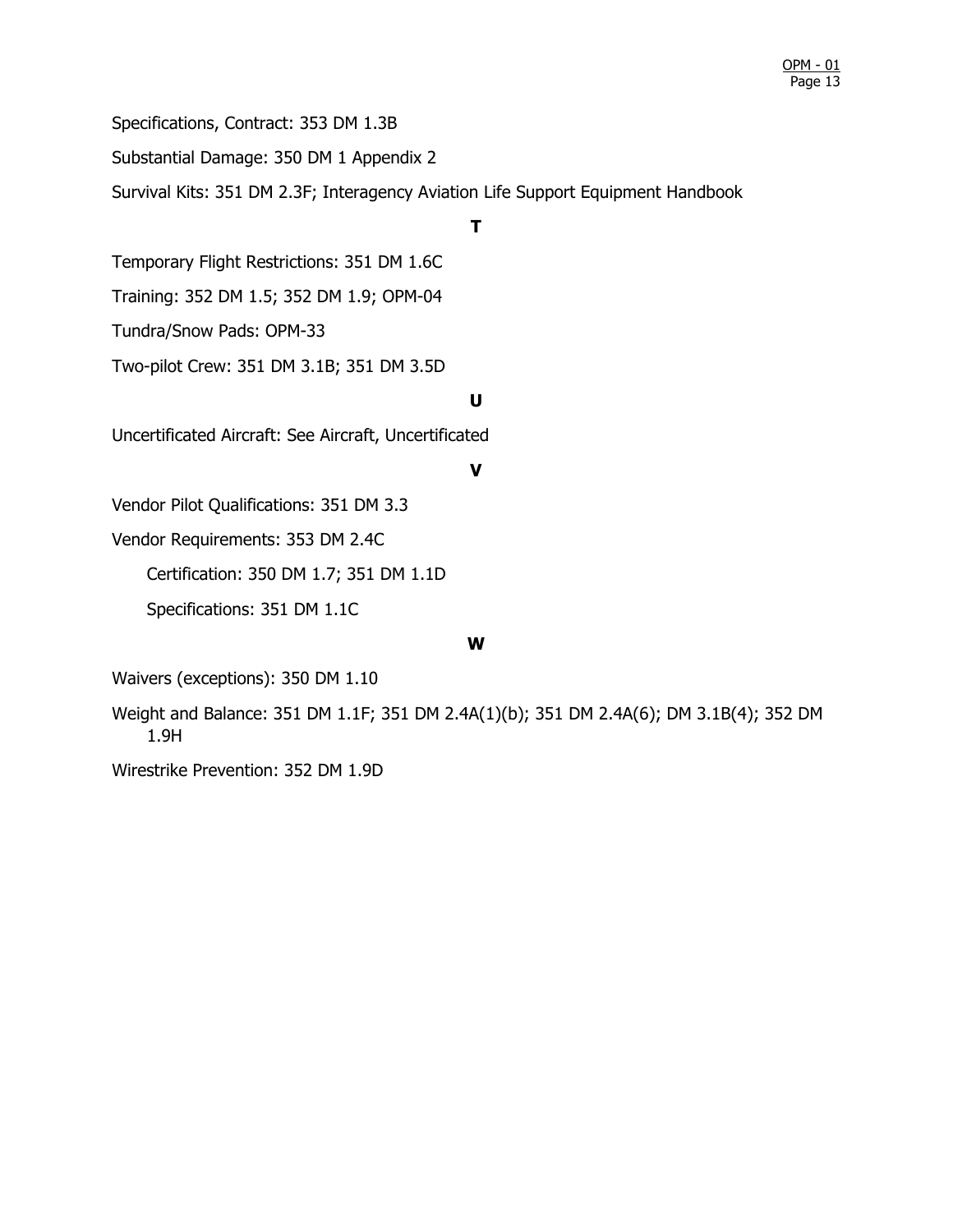Specifications, Contract: 353 DM 1.3B

Substantial Damage: 350 DM 1 Appendix 2

Survival Kits: 351 DM 2.3F; Interagency Aviation Life Support Equipment Handbook

**T**

Temporary Flight Restrictions: 351 DM 1.6C

Training: 352 DM 1.5; 352 DM 1.9; OPM-04

Tundra/Snow Pads: OPM-33

Two-pilot Crew: 351 DM 3.1B; 351 DM 3.5D

**U**

Uncertificated Aircraft: See Aircraft, Uncertificated

**V**

Vendor Pilot Qualifications: 351 DM 3.3

Vendor Requirements: 353 DM 2.4C

    Certification: 350 DM 1.7; 351 DM 1.1D

    Specifications: 351 DM 1.1C

**W**

Waivers (exceptions): 350 DM 1.10

Weight and Balance: 351 DM 1.1F; 351 DM 2.4A(1)(b); 351 DM 2.4A(6); DM 3.1B(4); 352 DM 1.9H

Wirestrike Prevention: 352 DM 1.9D